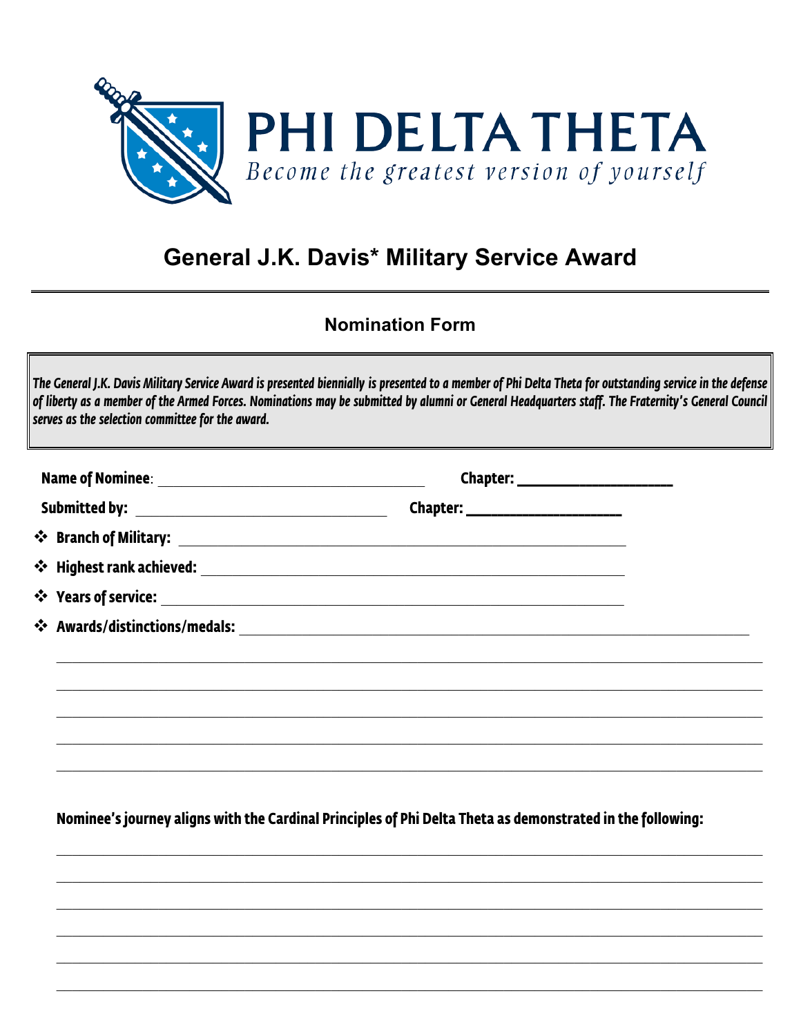# PHI DELTA THETA

*Become the greatest version of yourself*

## General J.K. Davis* Military Service Award

### Nomination Form

*The General J.K. Davis Military Service Award is presented biennially is presented to a member of Phi Delta Theta for outstanding service in the defense of liberty as a member of the Armed Forces. Nominations may be submitted by alumni or General Headquarters staff. The Fraternity's General Council serves as the selection committee for the award.*

**Name of Nominee**: ______________________________ **Chapter:** ____________________

**Submitted by:** ______________________________ **Chapter:** ____________________

- **Branch of Military:** ______________________________________________
- **Highest rank achieved:** ______________________________________________
- **Years of service:** ______________________________________________
- **Awards/distinctions/medals:** ______________________________________________

______________________________________________________________________________

______________________________________________________________________________

______________________________________________________________________________

______________________________________________________________________________

______________________________________________________________________________

**Nominee's journey aligns with the Cardinal Principles of Phi Delta Theta as demonstrated in the following:**

______________________________________________________________________________

______________________________________________________________________________

______________________________________________________________________________

______________________________________________________________________________

______________________________________________________________________________

______________________________________________________________________________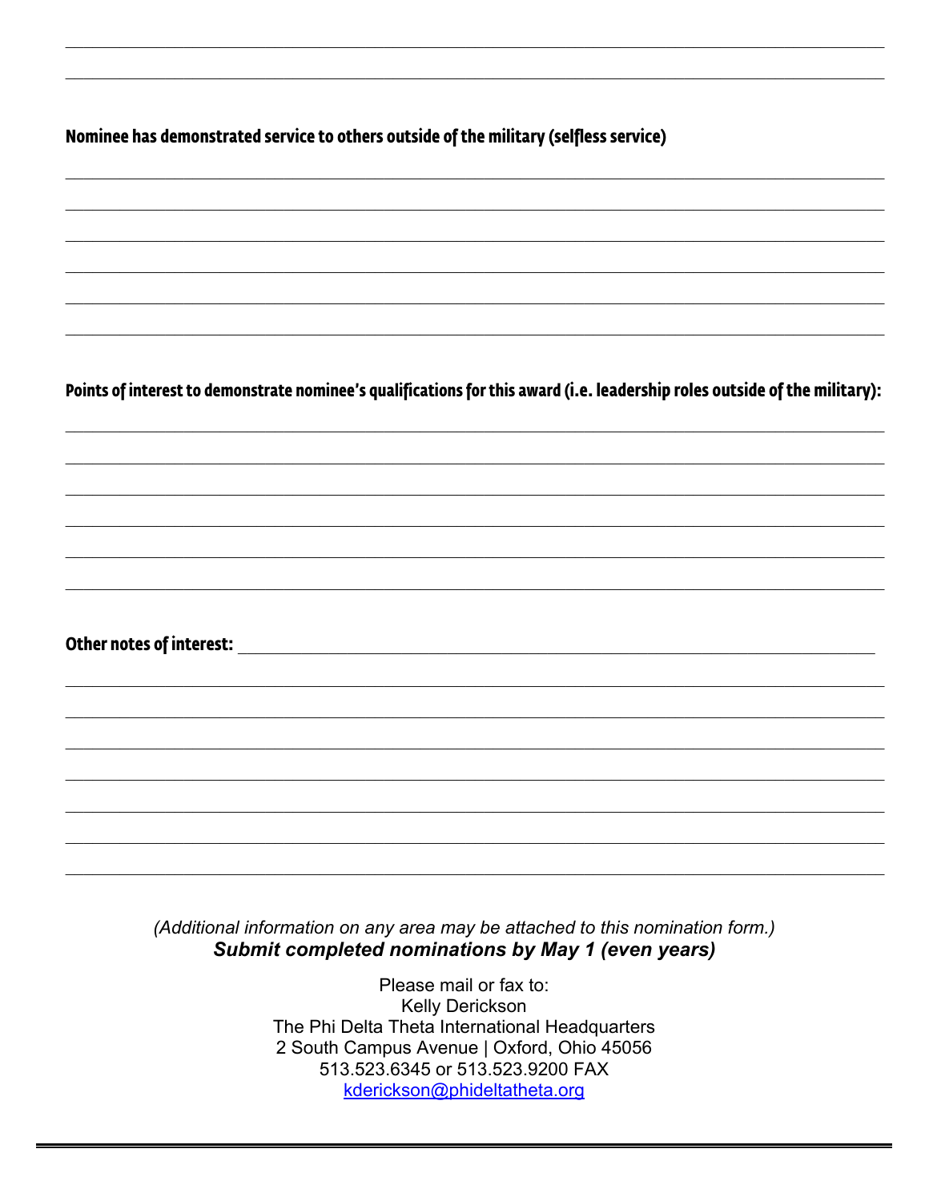**Nominee has demonstrated service to others outside of the military (selfless service)**

**Points of interest to demonstrate nominee's qualifications for this award (i.e. leadership roles outside of the military):**

**Other notes of interest:**

*(Additional information on any area may be attached to this nomination form.)*

***Submit completed nominations by May 1 (even years)***

Please mail or fax to:
Kelly Derickson
The Phi Delta Theta International Headquarters
2 South Campus Avenue | Oxford, Ohio 45056
513.523.6345 or 513.523.9200 FAX
kderickson@phideltatheta.org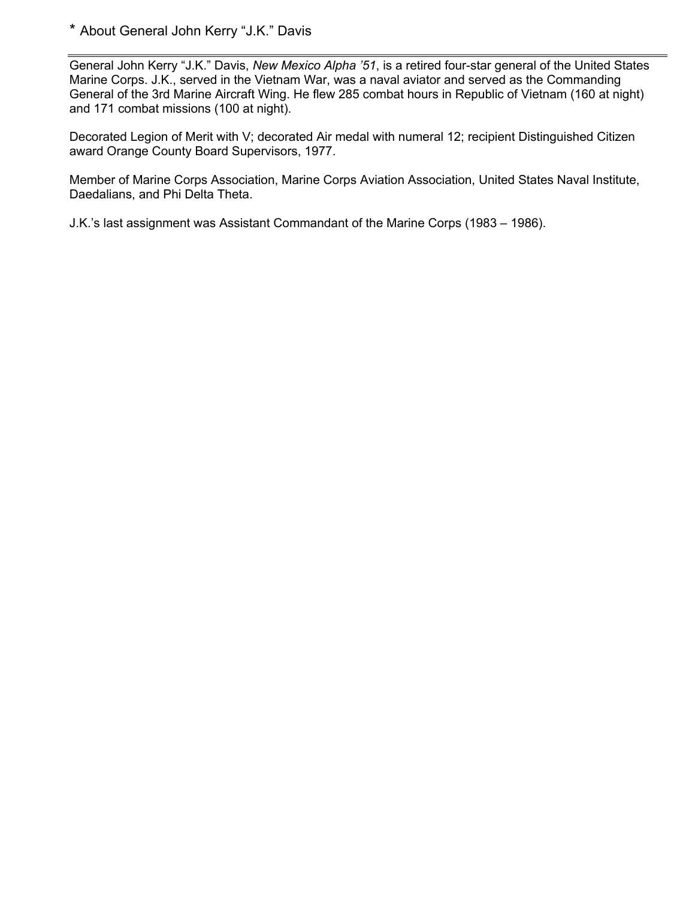## * About General John Kerry “J.K.” Davis

General John Kerry “J.K.” Davis, *New Mexico Alpha ’51*, is a retired four-star general of the United States Marine Corps. J.K., served in the Vietnam War, was a naval aviator and served as the Commanding General of the 3rd Marine Aircraft Wing. He flew 285 combat hours in Republic of Vietnam (160 at night) and 171 combat missions (100 at night).

Decorated Legion of Merit with V; decorated Air medal with numeral 12; recipient Distinguished Citizen award Orange County Board Supervisors, 1977.

Member of Marine Corps Association, Marine Corps Aviation Association, United States Naval Institute, Daedalians, and Phi Delta Theta.

J.K.’s last assignment was Assistant Commandant of the Marine Corps (1983 – 1986).